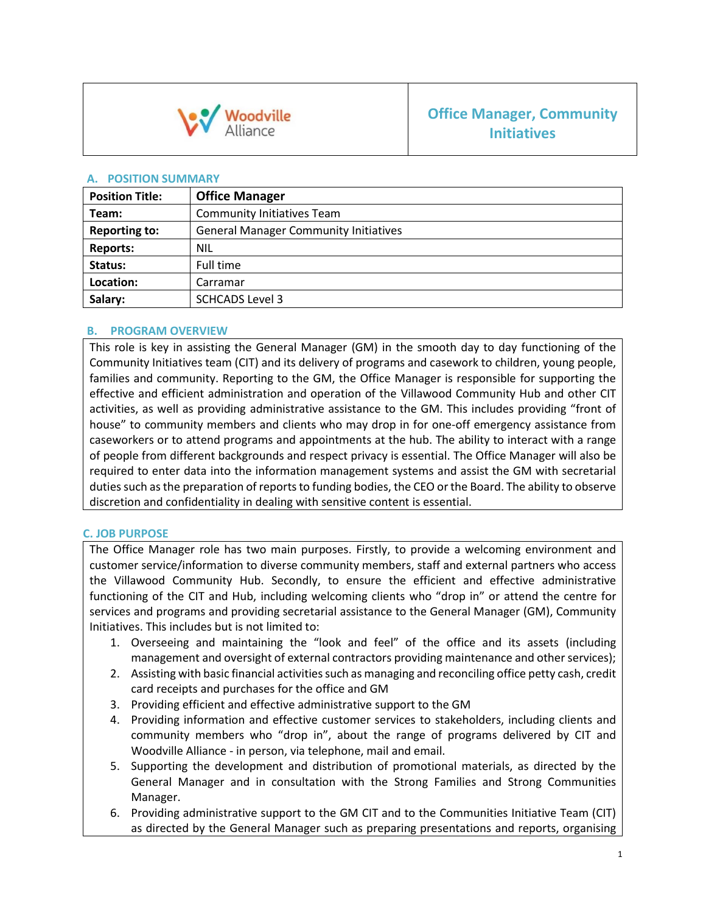| Woodville Alliance | Office Manager, Community Initiatives |
|---|---|

## A. POSITION SUMMARY

| | |
|---|---|
| **Position Title:** | **Office Manager** |
| **Team:** | Community Initiatives Team |
| **Reporting to:** | General Manager Community Initiatives |
| **Reports:** | NIL |
| **Status:** | Full time |
| **Location:** | Carramar |
| **Salary:** | SCHCADS Level 3 |

## B. PROGRAM OVERVIEW

This role is key in assisting the General Manager (GM) in the smooth day to day functioning of the Community Initiatives team (CIT) and its delivery of programs and casework to children, young people, families and community. Reporting to the GM, the Office Manager is responsible for supporting the effective and efficient administration and operation of the Villawood Community Hub and other CIT activities, as well as providing administrative assistance to the GM. This includes providing "front of house" to community members and clients who may drop in for one-off emergency assistance from caseworkers or to attend programs and appointments at the hub. The ability to interact with a range of people from different backgrounds and respect privacy is essential. The Office Manager will also be required to enter data into the information management systems and assist the GM with secretarial duties such as the preparation of reports to funding bodies, the CEO or the Board. The ability to observe discretion and confidentiality in dealing with sensitive content is essential.

## C. JOB PURPOSE

The Office Manager role has two main purposes. Firstly, to provide a welcoming environment and customer service/information to diverse community members, staff and external partners who access the Villawood Community Hub. Secondly, to ensure the efficient and effective administrative functioning of the CIT and Hub, including welcoming clients who "drop in" or attend the centre for services and programs and providing secretarial assistance to the General Manager (GM), Community Initiatives. This includes but is not limited to:

1. Overseeing and maintaining the "look and feel" of the office and its assets (including management and oversight of external contractors providing maintenance and other services);
2. Assisting with basic financial activities such as managing and reconciling office petty cash, credit card receipts and purchases for the office and GM
3. Providing efficient and effective administrative support to the GM
4. Providing information and effective customer services to stakeholders, including clients and community members who "drop in", about the range of programs delivered by CIT and Woodville Alliance - in person, via telephone, mail and email.
5. Supporting the development and distribution of promotional materials, as directed by the General Manager and in consultation with the Strong Families and Strong Communities Manager.
6. Providing administrative support to the GM CIT and to the Communities Initiative Team (CIT) as directed by the General Manager such as preparing presentations and reports, organising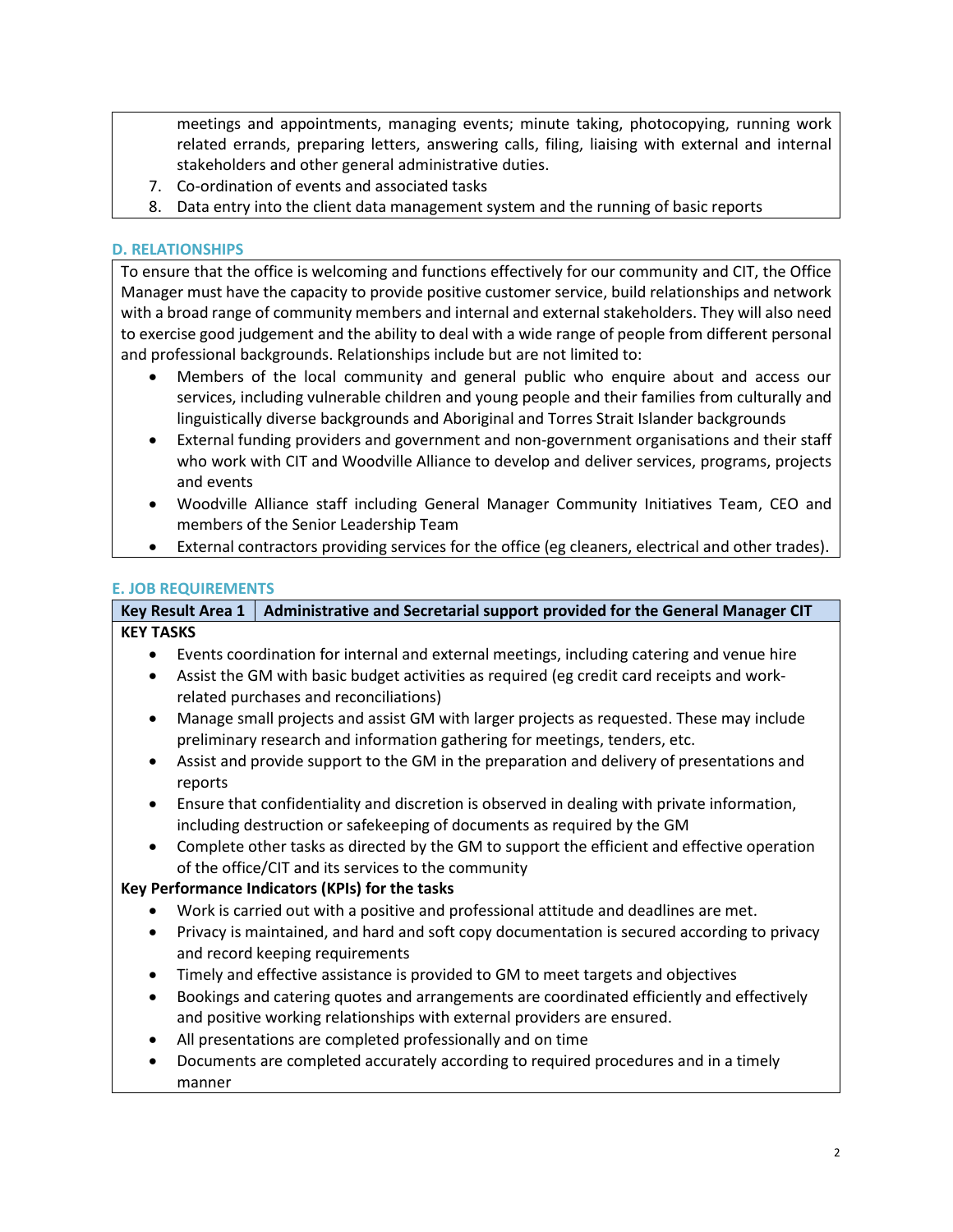meetings and appointments, managing events; minute taking, photocopying, running work related errands, preparing letters, answering calls, filing, liaising with external and internal stakeholders and other general administrative duties.

7. Co-ordination of events and associated tasks
8. Data entry into the client data management system and the running of basic reports

## D. RELATIONSHIPS

To ensure that the office is welcoming and functions effectively for our community and CIT, the Office Manager must have the capacity to provide positive customer service, build relationships and network with a broad range of community members and internal and external stakeholders. They will also need to exercise good judgement and the ability to deal with a wide range of people from different personal and professional backgrounds. Relationships include but are not limited to:

- Members of the local community and general public who enquire about and access our services, including vulnerable children and young people and their families from culturally and linguistically diverse backgrounds and Aboriginal and Torres Strait Islander backgrounds
- External funding providers and government and non-government organisations and their staff who work with CIT and Woodville Alliance to develop and deliver services, programs, projects and events
- Woodville Alliance staff including General Manager Community Initiatives Team, CEO and members of the Senior Leadership Team
- External contractors providing services for the office (eg cleaners, electrical and other trades).

## E. JOB REQUIREMENTS

| Key Result Area 1 | Administrative and Secretarial support provided for the General Manager CIT |
|---|---|

**KEY TASKS**

- Events coordination for internal and external meetings, including catering and venue hire
- Assist the GM with basic budget activities as required (eg credit card receipts and work-related purchases and reconciliations)
- Manage small projects and assist GM with larger projects as requested. These may include preliminary research and information gathering for meetings, tenders, etc.
- Assist and provide support to the GM in the preparation and delivery of presentations and reports
- Ensure that confidentiality and discretion is observed in dealing with private information, including destruction or safekeeping of documents as required by the GM
- Complete other tasks as directed by the GM to support the efficient and effective operation of the office/CIT and its services to the community

**Key Performance Indicators (KPIs) for the tasks**

- Work is carried out with a positive and professional attitude and deadlines are met.
- Privacy is maintained, and hard and soft copy documentation is secured according to privacy and record keeping requirements
- Timely and effective assistance is provided to GM to meet targets and objectives
- Bookings and catering quotes and arrangements are coordinated efficiently and effectively and positive working relationships with external providers are ensured.
- All presentations are completed professionally and on time
- Documents are completed accurately according to required procedures and in a timely manner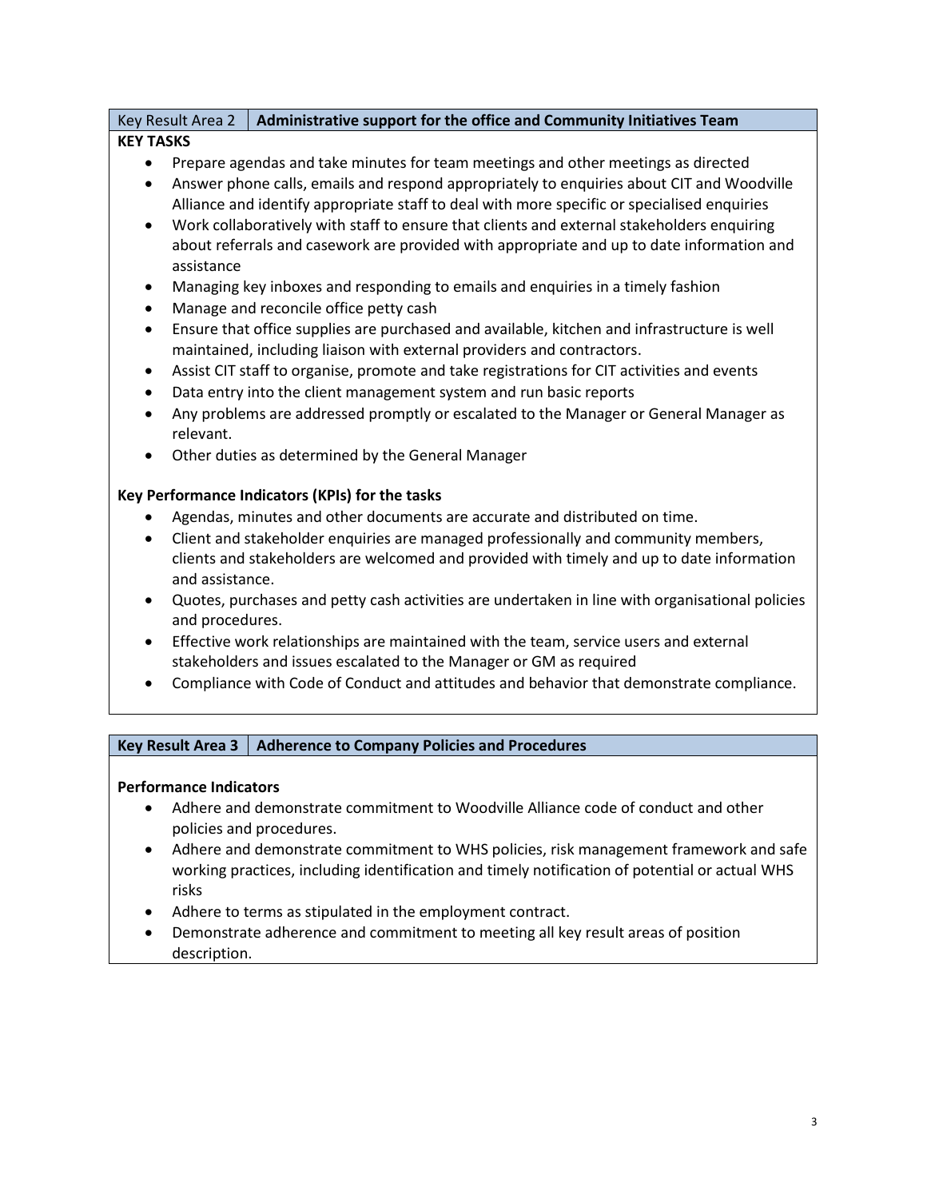| Key Result Area 2 | **Administrative support for the office and Community Initiatives Team** |
|---|---|

**KEY TASKS**

- Prepare agendas and take minutes for team meetings and other meetings as directed
- Answer phone calls, emails and respond appropriately to enquiries about CIT and Woodville Alliance and identify appropriate staff to deal with more specific or specialised enquiries
- Work collaboratively with staff to ensure that clients and external stakeholders enquiring about referrals and casework are provided with appropriate and up to date information and assistance
- Managing key inboxes and responding to emails and enquiries in a timely fashion
- Manage and reconcile office petty cash
- Ensure that office supplies are purchased and available, kitchen and infrastructure is well maintained, including liaison with external providers and contractors.
- Assist CIT staff to organise, promote and take registrations for CIT activities and events
- Data entry into the client management system and run basic reports
- Any problems are addressed promptly or escalated to the Manager or General Manager as relevant.
- Other duties as determined by the General Manager

**Key Performance Indicators (KPIs) for the tasks**

- Agendas, minutes and other documents are accurate and distributed on time.
- Client and stakeholder enquiries are managed professionally and community members, clients and stakeholders are welcomed and provided with timely and up to date information and assistance.
- Quotes, purchases and petty cash activities are undertaken in line with organisational policies and procedures.
- Effective work relationships are maintained with the team, service users and external stakeholders and issues escalated to the Manager or GM as required
- Compliance with Code of Conduct and attitudes and behavior that demonstrate compliance.

| **Key Result Area 3** | **Adherence to Company Policies and Procedures** |
|---|---|

**Performance Indicators**

- Adhere and demonstrate commitment to Woodville Alliance code of conduct and other policies and procedures.
- Adhere and demonstrate commitment to WHS policies, risk management framework and safe working practices, including identification and timely notification of potential or actual WHS risks
- Adhere to terms as stipulated in the employment contract.
- Demonstrate adherence and commitment to meeting all key result areas of position description.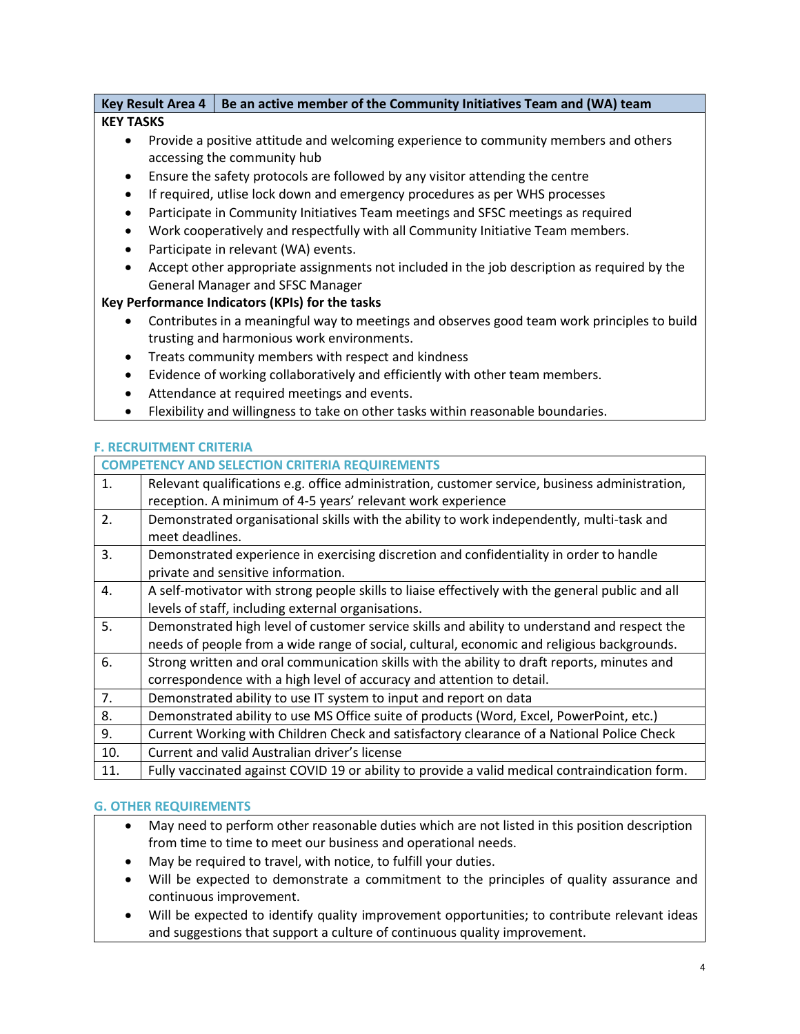| Key Result Area 4 | Be an active member of the Community Initiatives Team and (WA) team |
|---|---|

**KEY TASKS**

- Provide a positive attitude and welcoming experience to community members and others accessing the community hub
- Ensure the safety protocols are followed by any visitor attending the centre
- If required, utlise lock down and emergency procedures as per WHS processes
- Participate in Community Initiatives Team meetings and SFSC meetings as required
- Work cooperatively and respectfully with all Community Initiative Team members.
- Participate in relevant (WA) events.
- Accept other appropriate assignments not included in the job description as required by the General Manager and SFSC Manager

**Key Performance Indicators (KPIs) for the tasks**

- Contributes in a meaningful way to meetings and observes good team work principles to build trusting and harmonious work environments.
- Treats community members with respect and kindness
- Evidence of working collaboratively and efficiently with other team members.
- Attendance at required meetings and events.
- Flexibility and willingness to take on other tasks within reasonable boundaries.

## F. RECRUITMENT CRITERIA

| COMPETENCY AND SELECTION CRITERIA REQUIREMENTS | |
|---|---|
| 1. | Relevant qualifications e.g. office administration, customer service, business administration, reception. A minimum of 4-5 years' relevant work experience |
| 2. | Demonstrated organisational skills with the ability to work independently, multi-task and meet deadlines. |
| 3. | Demonstrated experience in exercising discretion and confidentiality in order to handle private and sensitive information. |
| 4. | A self-motivator with strong people skills to liaise effectively with the general public and all levels of staff, including external organisations. |
| 5. | Demonstrated high level of customer service skills and ability to understand and respect the needs of people from a wide range of social, cultural, economic and religious backgrounds. |
| 6. | Strong written and oral communication skills with the ability to draft reports, minutes and correspondence with a high level of accuracy and attention to detail. |
| 7. | Demonstrated ability to use IT system to input and report on data |
| 8. | Demonstrated ability to use MS Office suite of products (Word, Excel, PowerPoint, etc.) |
| 9. | Current Working with Children Check and satisfactory clearance of a National Police Check |
| 10. | Current and valid Australian driver's license |
| 11. | Fully vaccinated against COVID 19 or ability to provide a valid medical contraindication form. |

## G. OTHER REQUIREMENTS

- May need to perform other reasonable duties which are not listed in this position description from time to time to meet our business and operational needs.
- May be required to travel, with notice, to fulfill your duties.
- Will be expected to demonstrate a commitment to the principles of quality assurance and continuous improvement.
- Will be expected to identify quality improvement opportunities; to contribute relevant ideas and suggestions that support a culture of continuous quality improvement.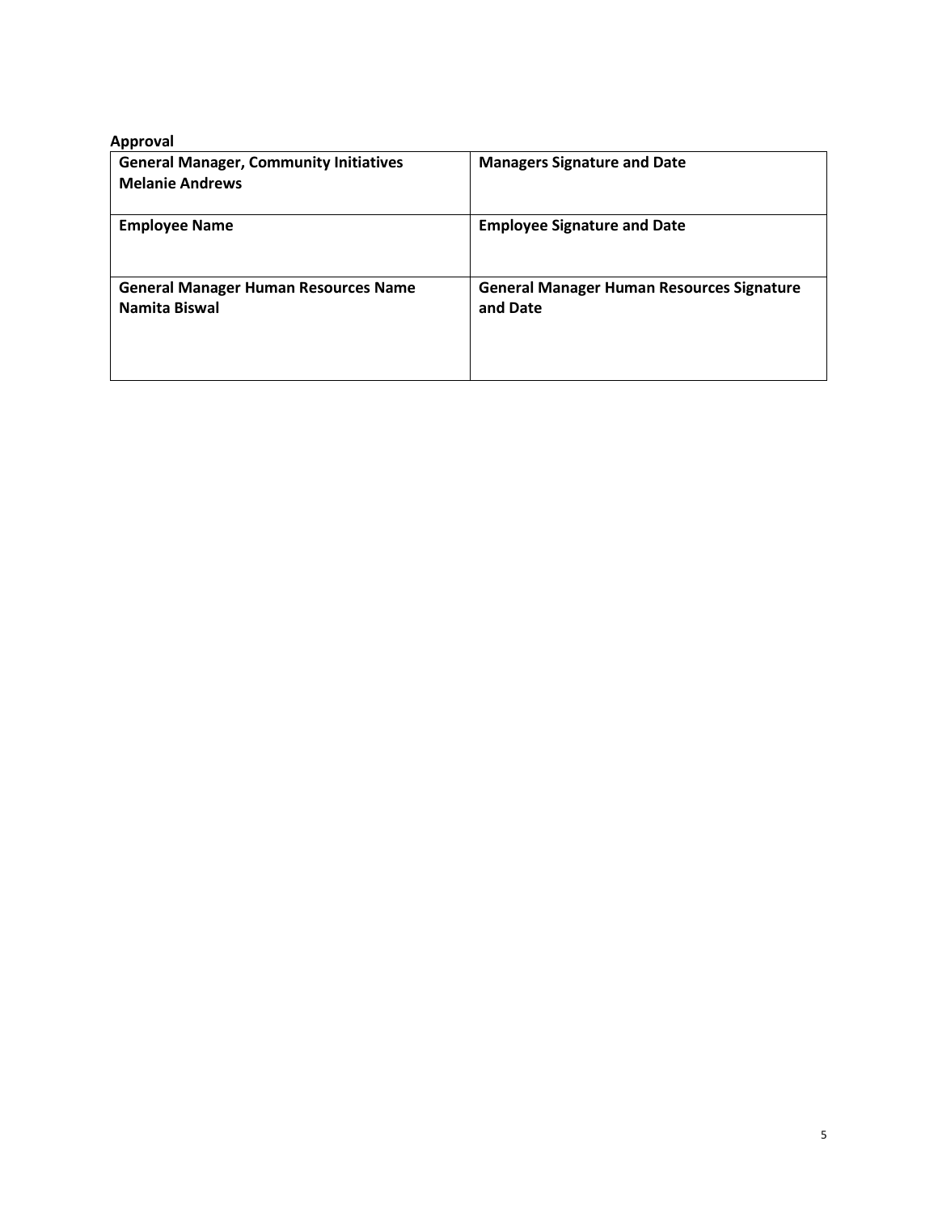**Approval**

| | |
|---|---|
| **General Manager, Community Initiatives**<br>**Melanie Andrews** | **Managers Signature and Date** |
| **Employee Name** | **Employee Signature and Date** |
| **General Manager Human Resources Name**<br>**Namita Biswal** | **General Manager Human Resources Signature and Date** |